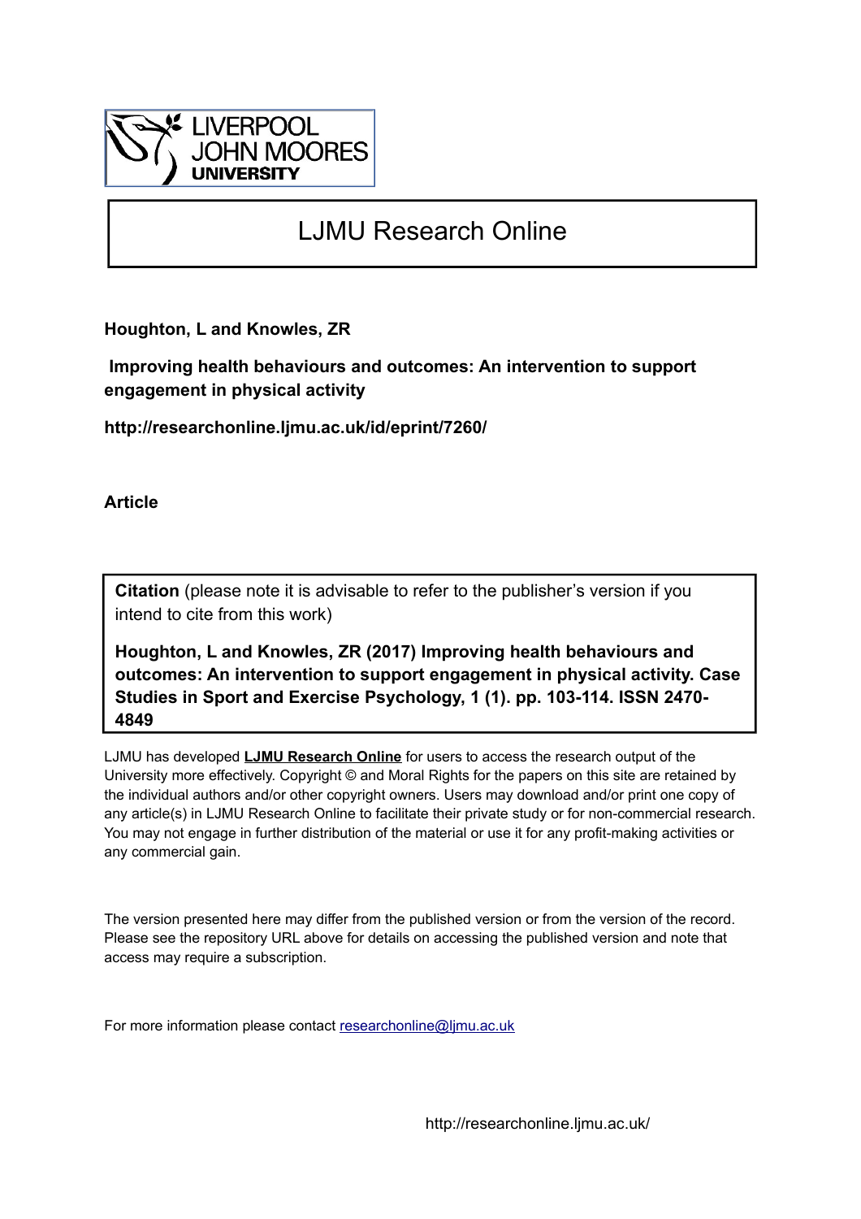LIVERPOOL
JOHN MOORES
UNIVERSITY

# LJMU Research Online

**Houghton, L and Knowles, ZR**

**Improving health behaviours and outcomes: An intervention to support engagement in physical activity**

**http://researchonline.ljmu.ac.uk/id/eprint/7260/**

**Article**

**Citation** (please note it is advisable to refer to the publisher's version if you intend to cite from this work)

**Houghton, L and Knowles, ZR (2017) Improving health behaviours and outcomes: An intervention to support engagement in physical activity. Case Studies in Sport and Exercise Psychology, 1 (1). pp. 103-114. ISSN 2470-4849**

LJMU has developed **LJMU Research Online** for users to access the research output of the University more effectively. Copyright © and Moral Rights for the papers on this site are retained by the individual authors and/or other copyright owners. Users may download and/or print one copy of any article(s) in LJMU Research Online to facilitate their private study or for non-commercial research. You may not engage in further distribution of the material or use it for any profit-making activities or any commercial gain.

The version presented here may differ from the published version or from the version of the record. Please see the repository URL above for details on accessing the published version and note that access may require a subscription.

For more information please contact researchonline@ljmu.ac.uk

http://researchonline.ljmu.ac.uk/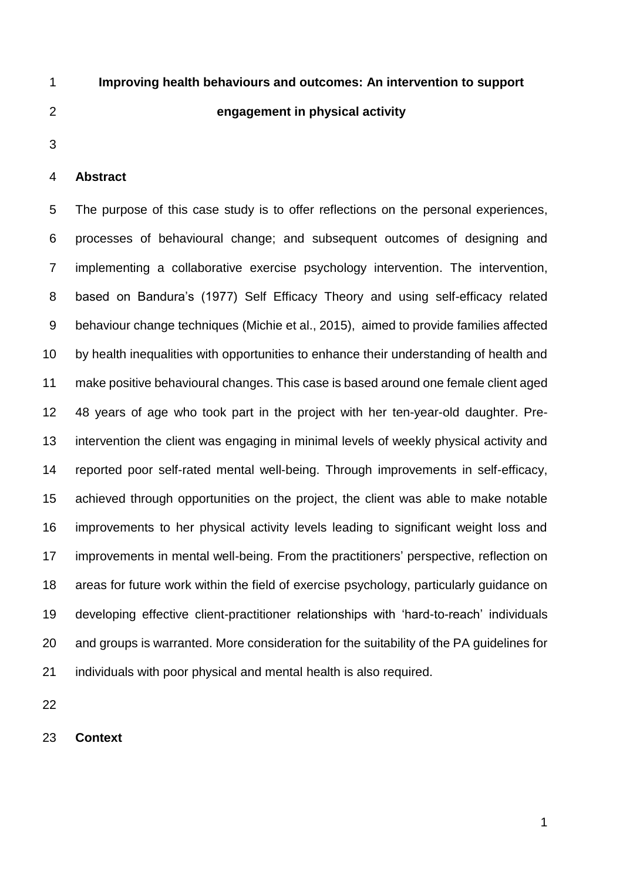# Improving health behaviours and outcomes: An intervention to support engagement in physical activity

## Abstract

The purpose of this case study is to offer reflections on the personal experiences, processes of behavioural change; and subsequent outcomes of designing and implementing a collaborative exercise psychology intervention. The intervention, based on Bandura's (1977) Self Efficacy Theory and using self-efficacy related behaviour change techniques (Michie et al., 2015), aimed to provide families affected by health inequalities with opportunities to enhance their understanding of health and make positive behavioural changes. This case is based around one female client aged 48 years of age who took part in the project with her ten-year-old daughter. Pre-intervention the client was engaging in minimal levels of weekly physical activity and reported poor self-rated mental well-being. Through improvements in self-efficacy, achieved through opportunities on the project, the client was able to make notable improvements to her physical activity levels leading to significant weight loss and improvements in mental well-being. From the practitioners' perspective, reflection on areas for future work within the field of exercise psychology, particularly guidance on developing effective client-practitioner relationships with 'hard-to-reach' individuals and groups is warranted. More consideration for the suitability of the PA guidelines for individuals with poor physical and mental health is also required.

## Context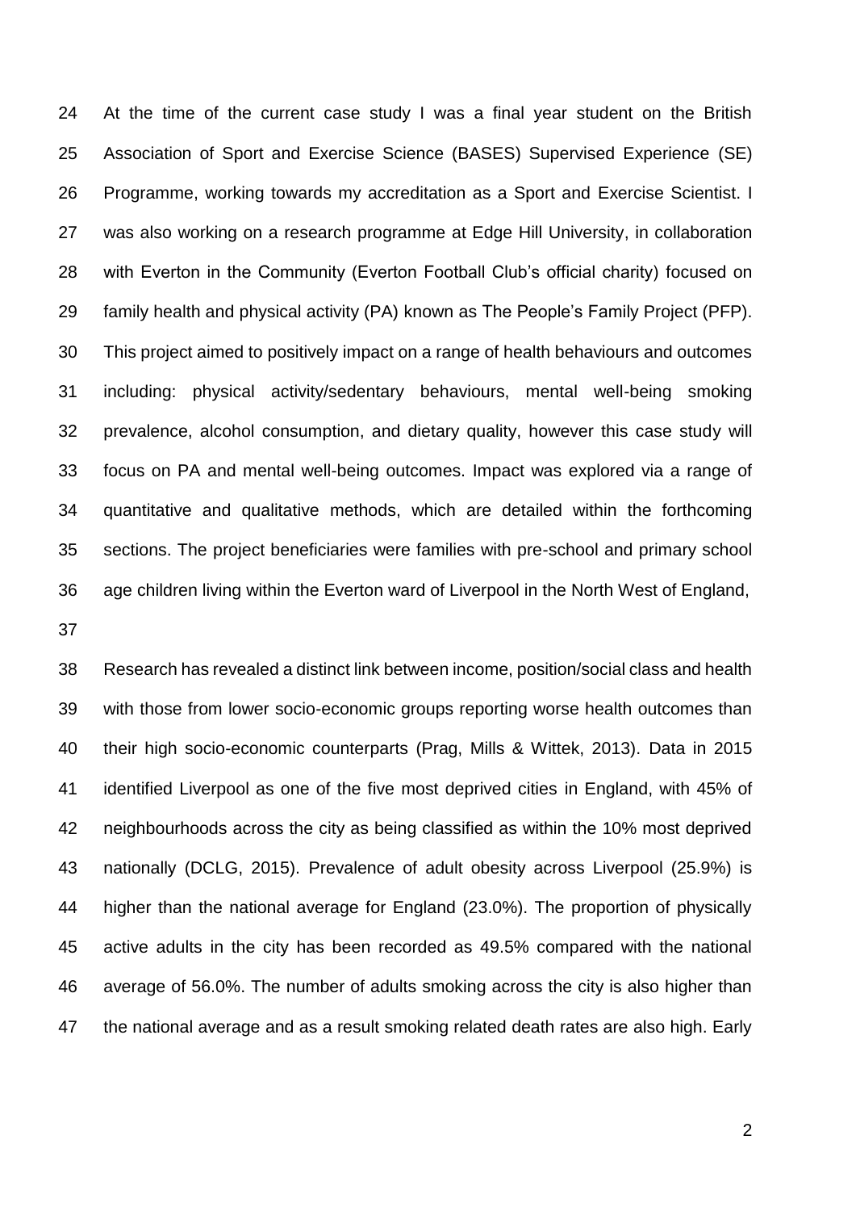At the time of the current case study I was a final year student on the British Association of Sport and Exercise Science (BASES) Supervised Experience (SE) Programme, working towards my accreditation as a Sport and Exercise Scientist. I was also working on a research programme at Edge Hill University, in collaboration with Everton in the Community (Everton Football Club's official charity) focused on family health and physical activity (PA) known as The People's Family Project (PFP). This project aimed to positively impact on a range of health behaviours and outcomes including: physical activity/sedentary behaviours, mental well-being smoking prevalence, alcohol consumption, and dietary quality, however this case study will focus on PA and mental well-being outcomes. Impact was explored via a range of quantitative and qualitative methods, which are detailed within the forthcoming sections. The project beneficiaries were families with pre-school and primary school age children living within the Everton ward of Liverpool in the North West of England,

Research has revealed a distinct link between income, position/social class and health with those from lower socio-economic groups reporting worse health outcomes than their high socio-economic counterparts (Prag, Mills & Wittek, 2013). Data in 2015 identified Liverpool as one of the five most deprived cities in England, with 45% of neighbourhoods across the city as being classified as within the 10% most deprived nationally (DCLG, 2015). Prevalence of adult obesity across Liverpool (25.9%) is higher than the national average for England (23.0%). The proportion of physically active adults in the city has been recorded as 49.5% compared with the national average of 56.0%. The number of adults smoking across the city is also higher than the national average and as a result smoking related death rates are also high. Early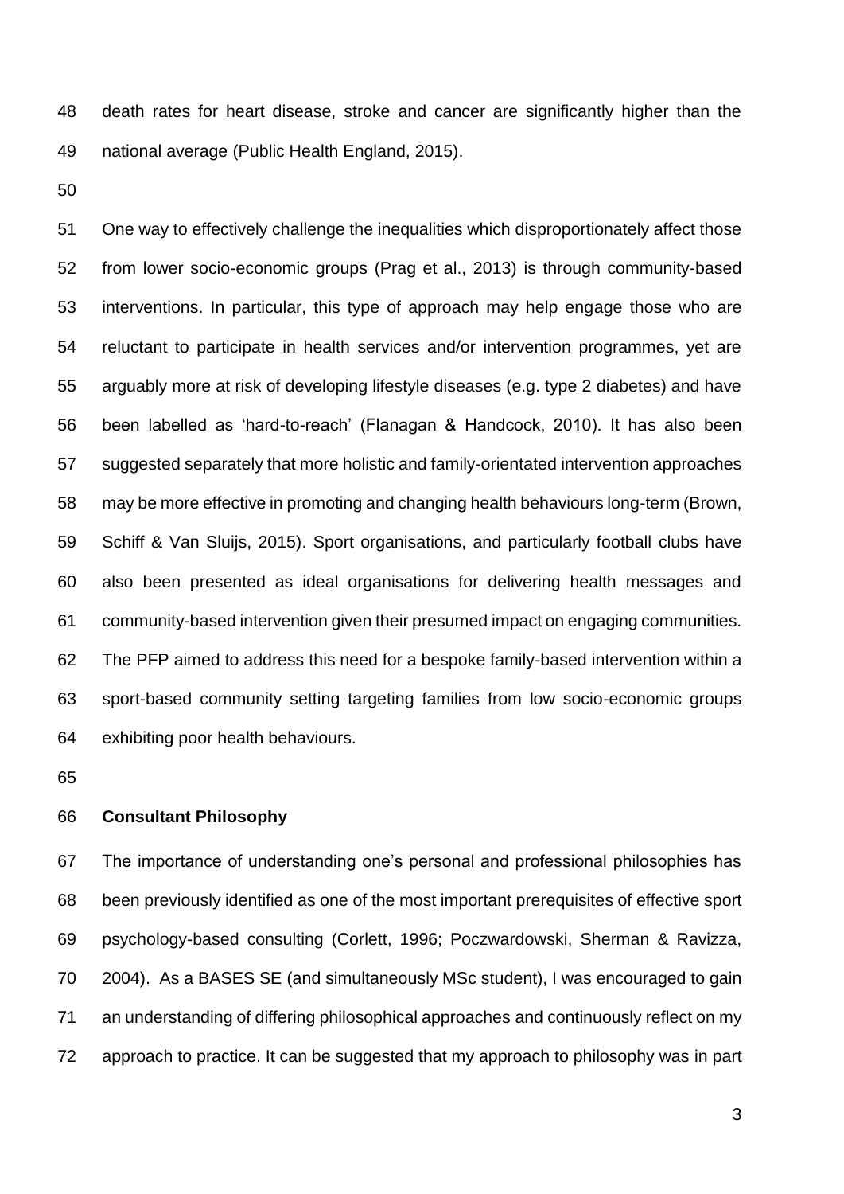death rates for heart disease, stroke and cancer are significantly higher than the national average (Public Health England, 2015).

One way to effectively challenge the inequalities which disproportionately affect those from lower socio-economic groups (Prag et al., 2013) is through community-based interventions. In particular, this type of approach may help engage those who are reluctant to participate in health services and/or intervention programmes, yet are arguably more at risk of developing lifestyle diseases (e.g. type 2 diabetes) and have been labelled as 'hard-to-reach' (Flanagan & Handcock, 2010). It has also been suggested separately that more holistic and family-orientated intervention approaches may be more effective in promoting and changing health behaviours long-term (Brown, Schiff & Van Sluijs, 2015). Sport organisations, and particularly football clubs have also been presented as ideal organisations for delivering health messages and community-based intervention given their presumed impact on engaging communities. The PFP aimed to address this need for a bespoke family-based intervention within a sport-based community setting targeting families from low socio-economic groups exhibiting poor health behaviours.

**Consultant Philosophy**

The importance of understanding one's personal and professional philosophies has been previously identified as one of the most important prerequisites of effective sport psychology-based consulting (Corlett, 1996; Poczwardowski, Sherman & Ravizza, 2004). As a BASES SE (and simultaneously MSc student), I was encouraged to gain an understanding of differing philosophical approaches and continuously reflect on my approach to practice. It can be suggested that my approach to philosophy was in part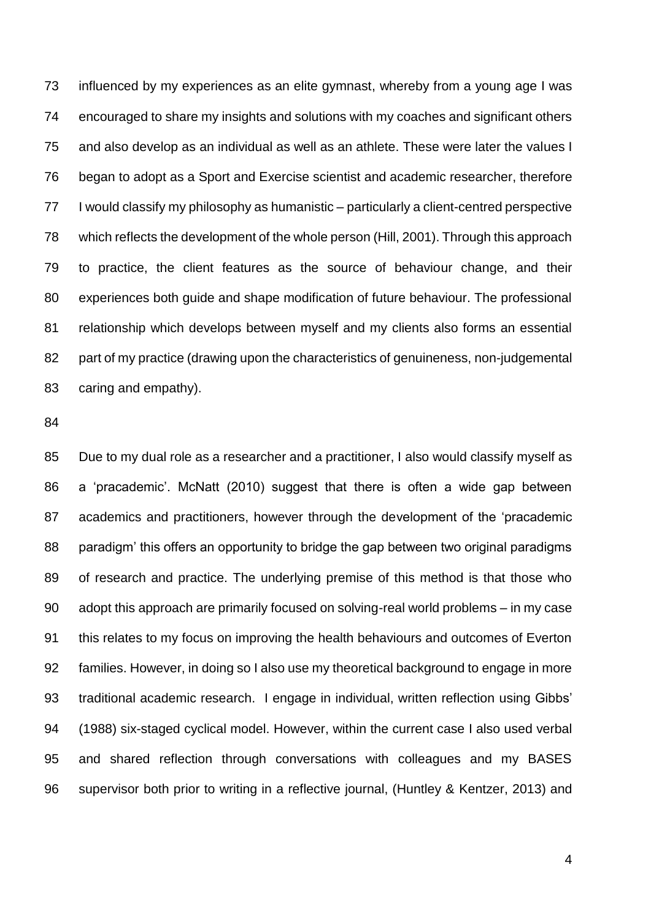influenced by my experiences as an elite gymnast, whereby from a young age I was encouraged to share my insights and solutions with my coaches and significant others and also develop as an individual as well as an athlete. These were later the values I began to adopt as a Sport and Exercise scientist and academic researcher, therefore I would classify my philosophy as humanistic – particularly a client-centred perspective which reflects the development of the whole person (Hill, 2001). Through this approach to practice, the client features as the source of behaviour change, and their experiences both guide and shape modification of future behaviour. The professional relationship which develops between myself and my clients also forms an essential part of my practice (drawing upon the characteristics of genuineness, non-judgemental caring and empathy).

Due to my dual role as a researcher and a practitioner, I also would classify myself as a 'pracademic'. McNatt (2010) suggest that there is often a wide gap between academics and practitioners, however through the development of the 'pracademic paradigm' this offers an opportunity to bridge the gap between two original paradigms of research and practice. The underlying premise of this method is that those who adopt this approach are primarily focused on solving-real world problems – in my case this relates to my focus on improving the health behaviours and outcomes of Everton families. However, in doing so I also use my theoretical background to engage in more traditional academic research. I engage in individual, written reflection using Gibbs' (1988) six-staged cyclical model. However, within the current case I also used verbal and shared reflection through conversations with colleagues and my BASES supervisor both prior to writing in a reflective journal, (Huntley & Kentzer, 2013) and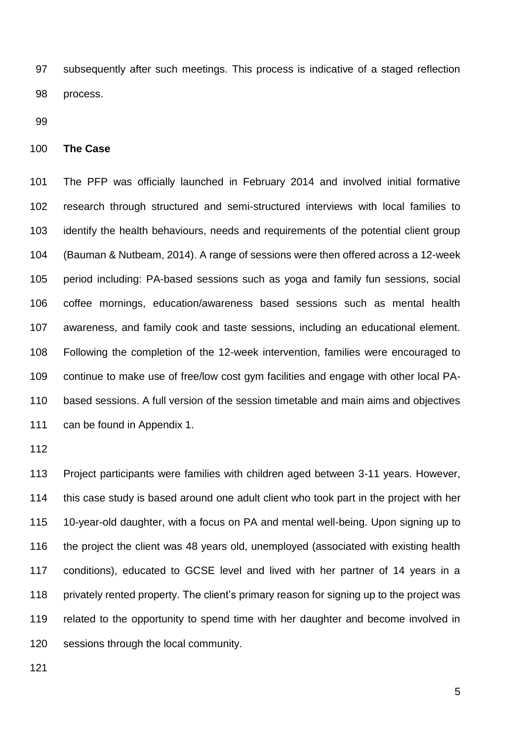subsequently after such meetings. This process is indicative of a staged reflection process.

**The Case**

The PFP was officially launched in February 2014 and involved initial formative research through structured and semi-structured interviews with local families to identify the health behaviours, needs and requirements of the potential client group (Bauman & Nutbeam, 2014). A range of sessions were then offered across a 12-week period including: PA-based sessions such as yoga and family fun sessions, social coffee mornings, education/awareness based sessions such as mental health awareness, and family cook and taste sessions, including an educational element. Following the completion of the 12-week intervention, families were encouraged to continue to make use of free/low cost gym facilities and engage with other local PA-based sessions. A full version of the session timetable and main aims and objectives can be found in Appendix 1.

Project participants were families with children aged between 3-11 years. However, this case study is based around one adult client who took part in the project with her 10-year-old daughter, with a focus on PA and mental well-being. Upon signing up to the project the client was 48 years old, unemployed (associated with existing health conditions), educated to GCSE level and lived with her partner of 14 years in a privately rented property. The client's primary reason for signing up to the project was related to the opportunity to spend time with her daughter and become involved in sessions through the local community.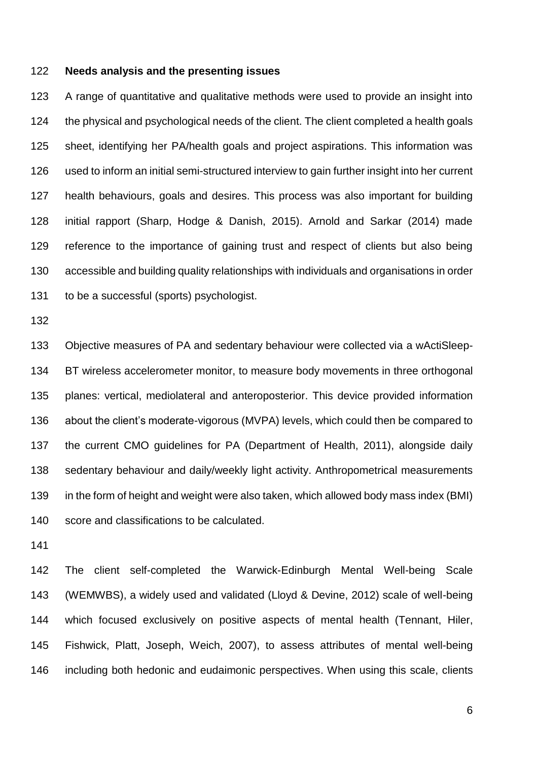## Needs analysis and the presenting issues

A range of quantitative and qualitative methods were used to provide an insight into the physical and psychological needs of the client. The client completed a health goals sheet, identifying her PA/health goals and project aspirations. This information was used to inform an initial semi-structured interview to gain further insight into her current health behaviours, goals and desires. This process was also important for building initial rapport (Sharp, Hodge & Danish, 2015). Arnold and Sarkar (2014) made reference to the importance of gaining trust and respect of clients but also being accessible and building quality relationships with individuals and organisations in order to be a successful (sports) psychologist.

Objective measures of PA and sedentary behaviour were collected via a wActiSleep-BT wireless accelerometer monitor, to measure body movements in three orthogonal planes: vertical, mediolateral and anteroposterior. This device provided information about the client's moderate-vigorous (MVPA) levels, which could then be compared to the current CMO guidelines for PA (Department of Health, 2011), alongside daily sedentary behaviour and daily/weekly light activity. Anthropometrical measurements in the form of height and weight were also taken, which allowed body mass index (BMI) score and classifications to be calculated.

The client self-completed the Warwick-Edinburgh Mental Well-being Scale (WEMWBS), a widely used and validated (Lloyd & Devine, 2012) scale of well-being which focused exclusively on positive aspects of mental health (Tennant, Hiler, Fishwick, Platt, Joseph, Weich, 2007), to assess attributes of mental well-being including both hedonic and eudaimonic perspectives. When using this scale, clients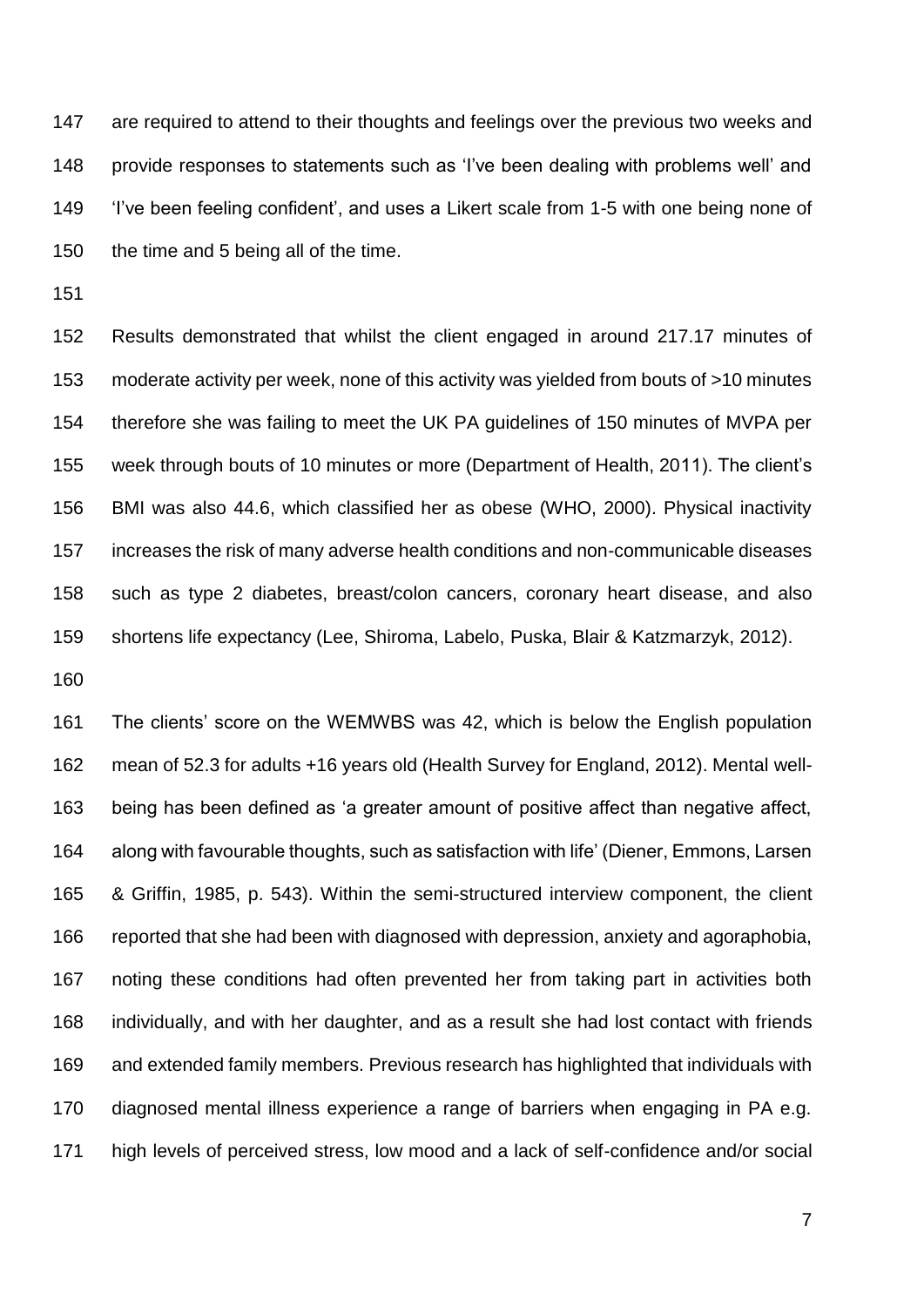are required to attend to their thoughts and feelings over the previous two weeks and provide responses to statements such as 'I've been dealing with problems well' and 'I've been feeling confident', and uses a Likert scale from 1-5 with one being none of the time and 5 being all of the time.

Results demonstrated that whilst the client engaged in around 217.17 minutes of moderate activity per week, none of this activity was yielded from bouts of >10 minutes therefore she was failing to meet the UK PA guidelines of 150 minutes of MVPA per week through bouts of 10 minutes or more (Department of Health, 2011). The client's BMI was also 44.6, which classified her as obese (WHO, 2000). Physical inactivity increases the risk of many adverse health conditions and non-communicable diseases such as type 2 diabetes, breast/colon cancers, coronary heart disease, and also shortens life expectancy (Lee, Shiroma, Labelo, Puska, Blair & Katzmarzyk, 2012).

The clients' score on the WEMWBS was 42, which is below the English population mean of 52.3 for adults +16 years old (Health Survey for England, 2012). Mental well-being has been defined as 'a greater amount of positive affect than negative affect, along with favourable thoughts, such as satisfaction with life' (Diener, Emmons, Larsen & Griffin, 1985, p. 543). Within the semi-structured interview component, the client reported that she had been with diagnosed with depression, anxiety and agoraphobia, noting these conditions had often prevented her from taking part in activities both individually, and with her daughter, and as a result she had lost contact with friends and extended family members. Previous research has highlighted that individuals with diagnosed mental illness experience a range of barriers when engaging in PA e.g. high levels of perceived stress, low mood and a lack of self-confidence and/or social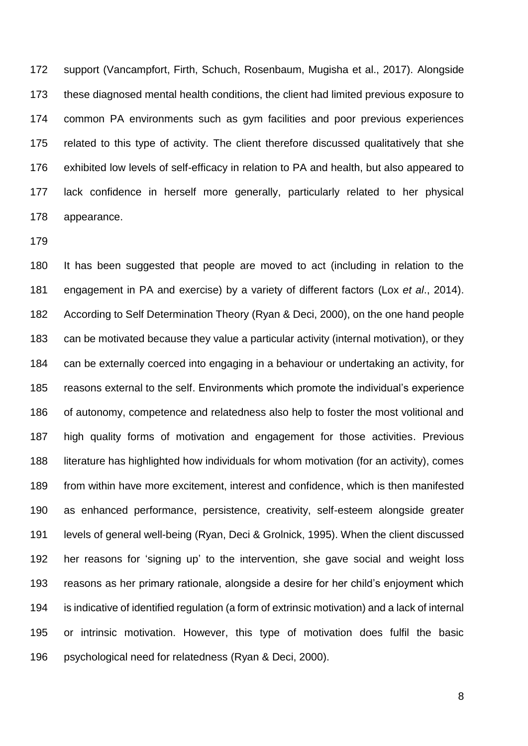support (Vancampfort, Firth, Schuch, Rosenbaum, Mugisha et al., 2017). Alongside these diagnosed mental health conditions, the client had limited previous exposure to common PA environments such as gym facilities and poor previous experiences related to this type of activity. The client therefore discussed qualitatively that she exhibited low levels of self-efficacy in relation to PA and health, but also appeared to lack confidence in herself more generally, particularly related to her physical appearance.

It has been suggested that people are moved to act (including in relation to the engagement in PA and exercise) by a variety of different factors (Lox *et al*., 2014). According to Self Determination Theory (Ryan & Deci, 2000), on the one hand people can be motivated because they value a particular activity (internal motivation), or they can be externally coerced into engaging in a behaviour or undertaking an activity, for reasons external to the self. Environments which promote the individual's experience of autonomy, competence and relatedness also help to foster the most volitional and high quality forms of motivation and engagement for those activities. Previous literature has highlighted how individuals for whom motivation (for an activity), comes from within have more excitement, interest and confidence, which is then manifested as enhanced performance, persistence, creativity, self-esteem alongside greater levels of general well-being (Ryan, Deci & Grolnick, 1995). When the client discussed her reasons for 'signing up' to the intervention, she gave social and weight loss reasons as her primary rationale, alongside a desire for her child's enjoyment which is indicative of identified regulation (a form of extrinsic motivation) and a lack of internal or intrinsic motivation. However, this type of motivation does fulfil the basic psychological need for relatedness (Ryan & Deci, 2000).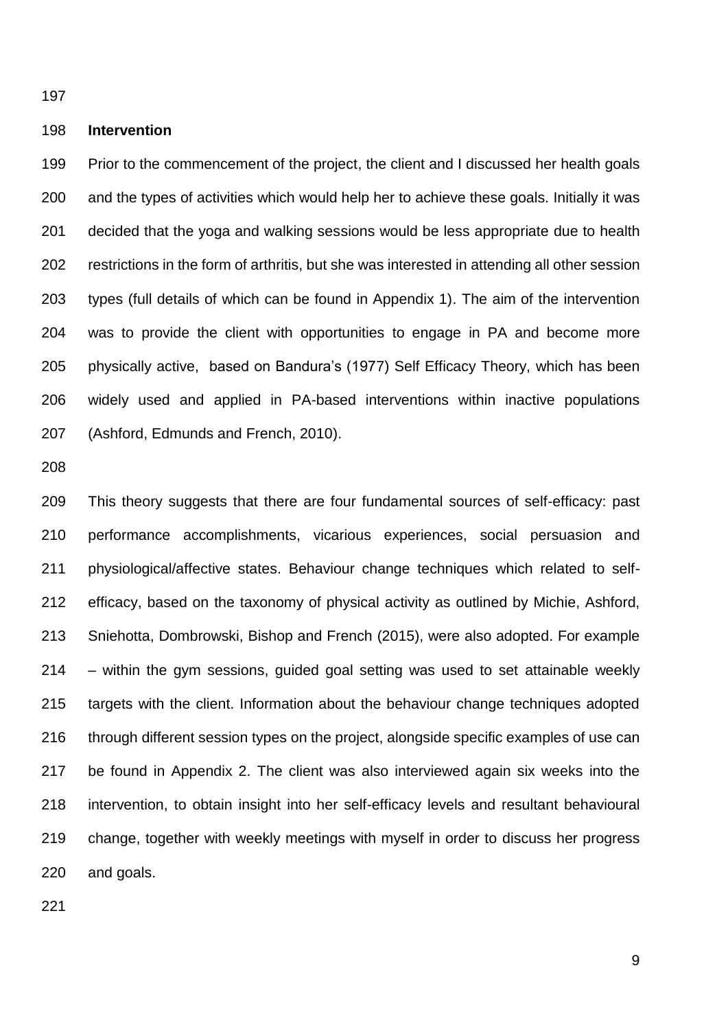## Intervention

Prior to the commencement of the project, the client and I discussed her health goals and the types of activities which would help her to achieve these goals. Initially it was decided that the yoga and walking sessions would be less appropriate due to health restrictions in the form of arthritis, but she was interested in attending all other session types (full details of which can be found in Appendix 1). The aim of the intervention was to provide the client with opportunities to engage in PA and become more physically active, based on Bandura's (1977) Self Efficacy Theory, which has been widely used and applied in PA-based interventions within inactive populations (Ashford, Edmunds and French, 2010).

This theory suggests that there are four fundamental sources of self-efficacy: past performance accomplishments, vicarious experiences, social persuasion and physiological/affective states. Behaviour change techniques which related to self-efficacy, based on the taxonomy of physical activity as outlined by Michie, Ashford, Sniehotta, Dombrowski, Bishop and French (2015), were also adopted. For example – within the gym sessions, guided goal setting was used to set attainable weekly targets with the client. Information about the behaviour change techniques adopted through different session types on the project, alongside specific examples of use can be found in Appendix 2. The client was also interviewed again six weeks into the intervention, to obtain insight into her self-efficacy levels and resultant behavioural change, together with weekly meetings with myself in order to discuss her progress and goals.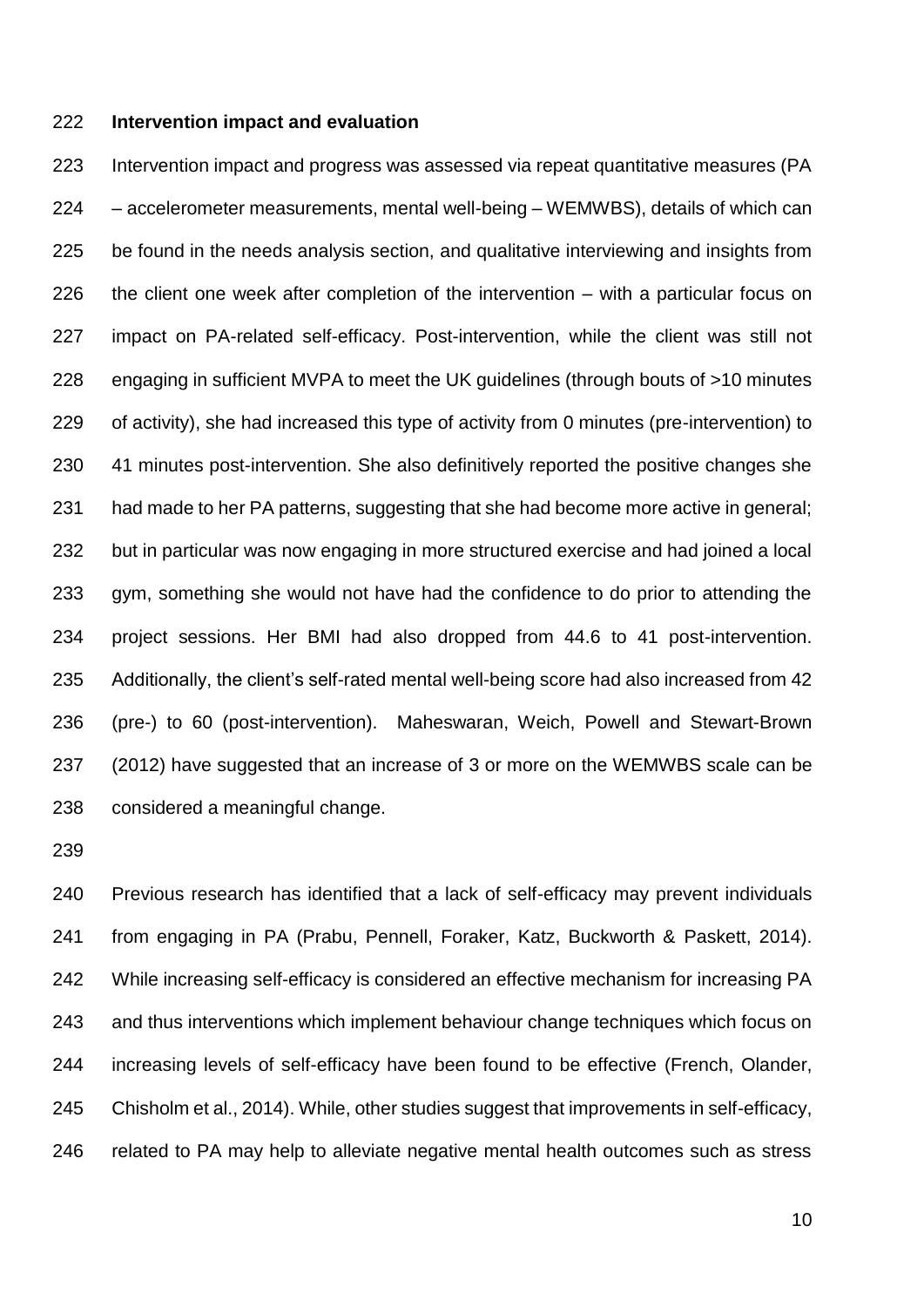**Intervention impact and evaluation**

Intervention impact and progress was assessed via repeat quantitative measures (PA – accelerometer measurements, mental well-being – WEMWBS), details of which can be found in the needs analysis section, and qualitative interviewing and insights from the client one week after completion of the intervention – with a particular focus on impact on PA-related self-efficacy. Post-intervention, while the client was still not engaging in sufficient MVPA to meet the UK guidelines (through bouts of >10 minutes of activity), she had increased this type of activity from 0 minutes (pre-intervention) to 41 minutes post-intervention. She also definitively reported the positive changes she had made to her PA patterns, suggesting that she had become more active in general; but in particular was now engaging in more structured exercise and had joined a local gym, something she would not have had the confidence to do prior to attending the project sessions. Her BMI had also dropped from 44.6 to 41 post-intervention. Additionally, the client's self-rated mental well-being score had also increased from 42 (pre-) to 60 (post-intervention). Maheswaran, Weich, Powell and Stewart-Brown (2012) have suggested that an increase of 3 or more on the WEMWBS scale can be considered a meaningful change.

Previous research has identified that a lack of self-efficacy may prevent individuals from engaging in PA (Prabu, Pennell, Foraker, Katz, Buckworth & Paskett, 2014). While increasing self-efficacy is considered an effective mechanism for increasing PA and thus interventions which implement behaviour change techniques which focus on increasing levels of self-efficacy have been found to be effective (French, Olander, Chisholm et al., 2014). While, other studies suggest that improvements in self-efficacy, related to PA may help to alleviate negative mental health outcomes such as stress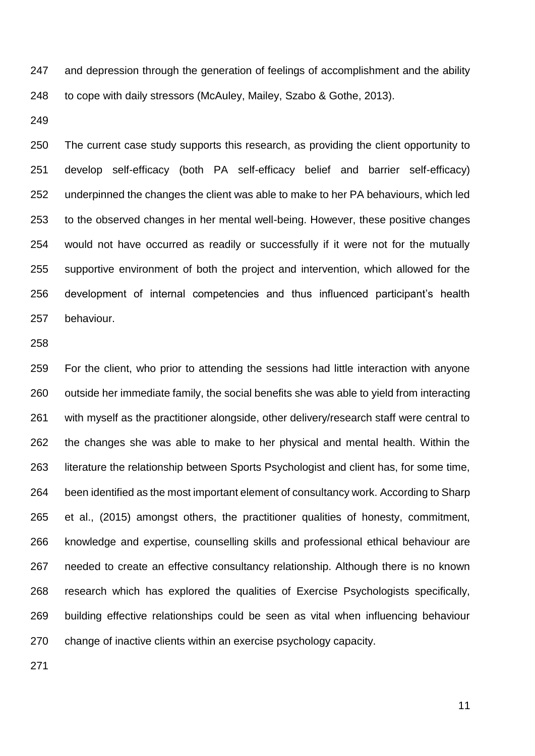and depression through the generation of feelings of accomplishment and the ability to cope with daily stressors (McAuley, Mailey, Szabo & Gothe, 2013).

The current case study supports this research, as providing the client opportunity to develop self-efficacy (both PA self-efficacy belief and barrier self-efficacy) underpinned the changes the client was able to make to her PA behaviours, which led to the observed changes in her mental well-being. However, these positive changes would not have occurred as readily or successfully if it were not for the mutually supportive environment of both the project and intervention, which allowed for the development of internal competencies and thus influenced participant's health behaviour.

For the client, who prior to attending the sessions had little interaction with anyone outside her immediate family, the social benefits she was able to yield from interacting with myself as the practitioner alongside, other delivery/research staff were central to the changes she was able to make to her physical and mental health. Within the literature the relationship between Sports Psychologist and client has, for some time, been identified as the most important element of consultancy work. According to Sharp et al., (2015) amongst others, the practitioner qualities of honesty, commitment, knowledge and expertise, counselling skills and professional ethical behaviour are needed to create an effective consultancy relationship. Although there is no known research which has explored the qualities of Exercise Psychologists specifically, building effective relationships could be seen as vital when influencing behaviour change of inactive clients within an exercise psychology capacity.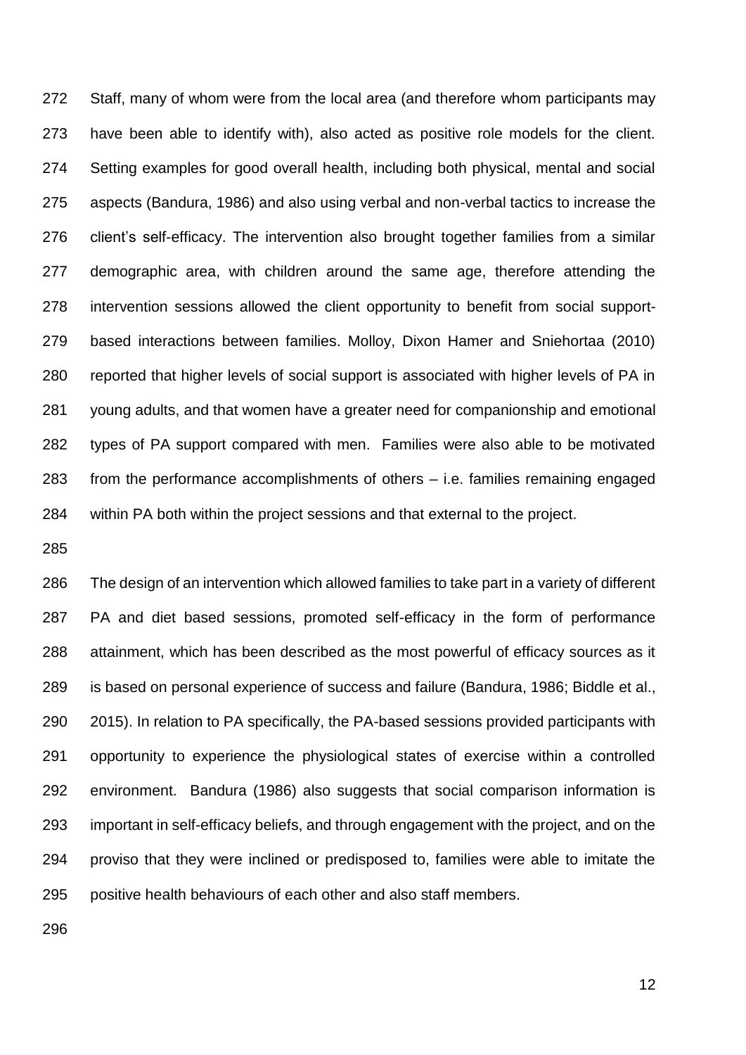Staff, many of whom were from the local area (and therefore whom participants may have been able to identify with), also acted as positive role models for the client. Setting examples for good overall health, including both physical, mental and social aspects (Bandura, 1986) and also using verbal and non-verbal tactics to increase the client's self-efficacy. The intervention also brought together families from a similar demographic area, with children around the same age, therefore attending the intervention sessions allowed the client opportunity to benefit from social support-based interactions between families. Molloy, Dixon Hamer and Sniehortaa (2010) reported that higher levels of social support is associated with higher levels of PA in young adults, and that women have a greater need for companionship and emotional types of PA support compared with men. Families were also able to be motivated from the performance accomplishments of others – i.e. families remaining engaged within PA both within the project sessions and that external to the project.

The design of an intervention which allowed families to take part in a variety of different PA and diet based sessions, promoted self-efficacy in the form of performance attainment, which has been described as the most powerful of efficacy sources as it is based on personal experience of success and failure (Bandura, 1986; Biddle et al., 2015). In relation to PA specifically, the PA-based sessions provided participants with opportunity to experience the physiological states of exercise within a controlled environment. Bandura (1986) also suggests that social comparison information is important in self-efficacy beliefs, and through engagement with the project, and on the proviso that they were inclined or predisposed to, families were able to imitate the positive health behaviours of each other and also staff members.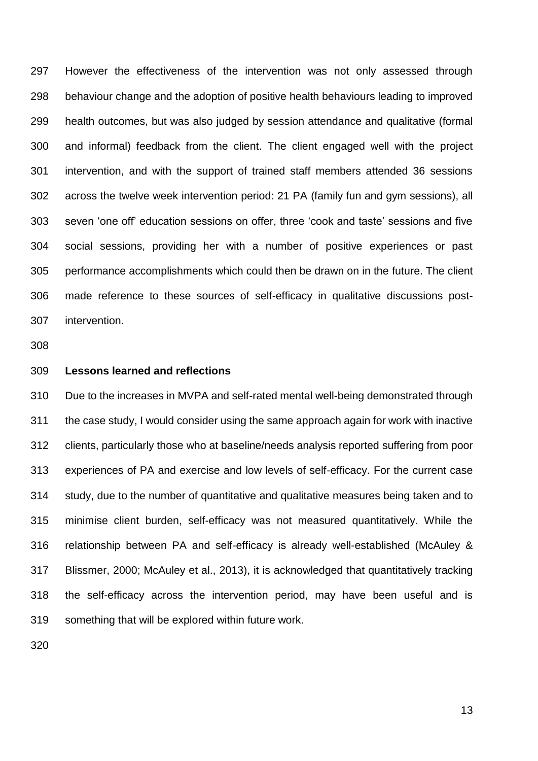However the effectiveness of the intervention was not only assessed through behaviour change and the adoption of positive health behaviours leading to improved health outcomes, but was also judged by session attendance and qualitative (formal and informal) feedback from the client. The client engaged well with the project intervention, and with the support of trained staff members attended 36 sessions across the twelve week intervention period: 21 PA (family fun and gym sessions), all seven 'one off' education sessions on offer, three 'cook and taste' sessions and five social sessions, providing her with a number of positive experiences or past performance accomplishments which could then be drawn on in the future. The client made reference to these sources of self-efficacy in qualitative discussions post-intervention.

**Lessons learned and reflections**

Due to the increases in MVPA and self-rated mental well-being demonstrated through the case study, I would consider using the same approach again for work with inactive clients, particularly those who at baseline/needs analysis reported suffering from poor experiences of PA and exercise and low levels of self-efficacy. For the current case study, due to the number of quantitative and qualitative measures being taken and to minimise client burden, self-efficacy was not measured quantitatively. While the relationship between PA and self-efficacy is already well-established (McAuley & Blissmer, 2000; McAuley et al., 2013), it is acknowledged that quantitatively tracking the self-efficacy across the intervention period, may have been useful and is something that will be explored within future work.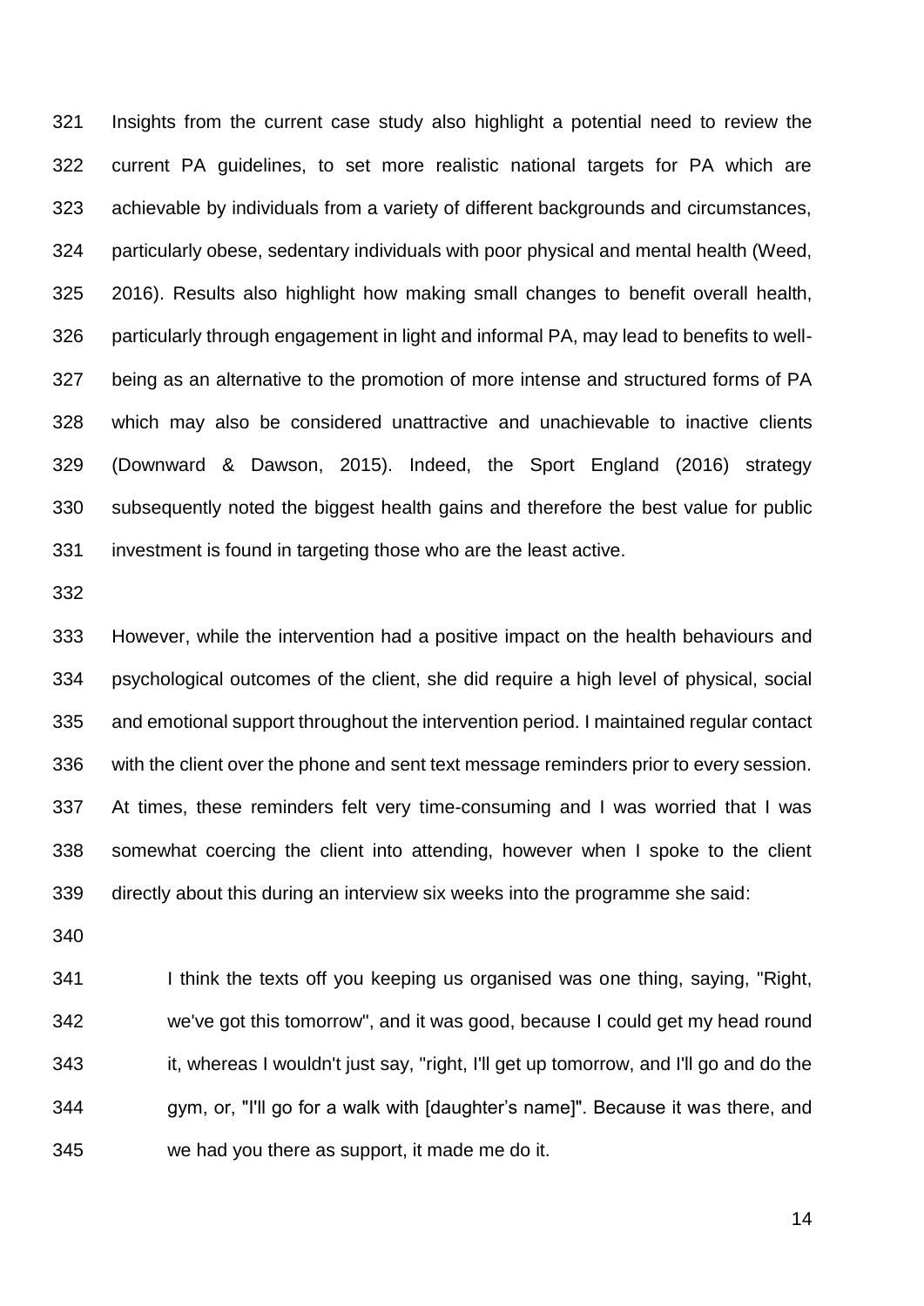Insights from the current case study also highlight a potential need to review the current PA guidelines, to set more realistic national targets for PA which are achievable by individuals from a variety of different backgrounds and circumstances, particularly obese, sedentary individuals with poor physical and mental health (Weed, 2016). Results also highlight how making small changes to benefit overall health, particularly through engagement in light and informal PA, may lead to benefits to well-being as an alternative to the promotion of more intense and structured forms of PA which may also be considered unattractive and unachievable to inactive clients (Downward & Dawson, 2015). Indeed, the Sport England (2016) strategy subsequently noted the biggest health gains and therefore the best value for public investment is found in targeting those who are the least active.

However, while the intervention had a positive impact on the health behaviours and psychological outcomes of the client, she did require a high level of physical, social and emotional support throughout the intervention period. I maintained regular contact with the client over the phone and sent text message reminders prior to every session. At times, these reminders felt very time-consuming and I was worried that I was somewhat coercing the client into attending, however when I spoke to the client directly about this during an interview six weeks into the programme she said:

> I think the texts off you keeping us organised was one thing, saying, "Right, we've got this tomorrow", and it was good, because I could get my head round it, whereas I wouldn't just say, "right, I'll get up tomorrow, and I'll go and do the gym, or, "I'll go for a walk with [daughter's name]". Because it was there, and we had you there as support, it made me do it.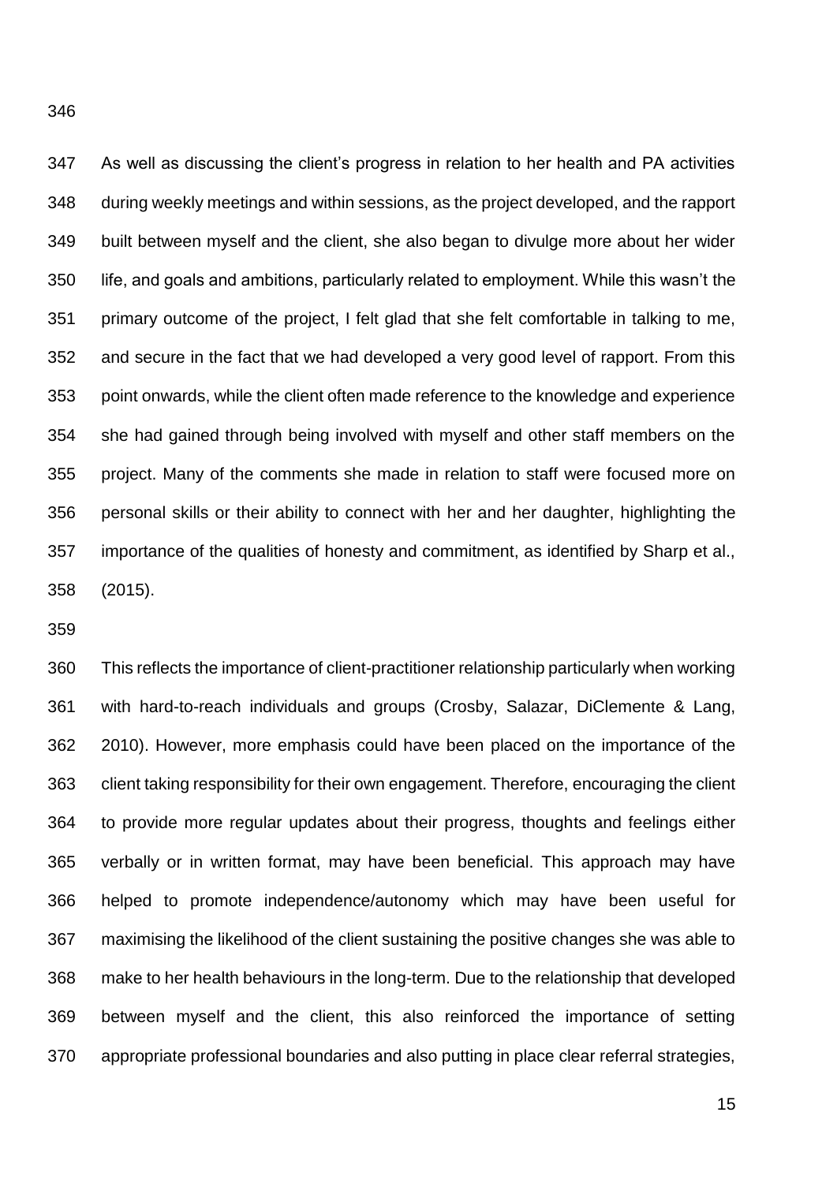As well as discussing the client's progress in relation to her health and PA activities during weekly meetings and within sessions, as the project developed, and the rapport built between myself and the client, she also began to divulge more about her wider life, and goals and ambitions, particularly related to employment. While this wasn't the primary outcome of the project, I felt glad that she felt comfortable in talking to me, and secure in the fact that we had developed a very good level of rapport. From this point onwards, while the client often made reference to the knowledge and experience she had gained through being involved with myself and other staff members on the project. Many of the comments she made in relation to staff were focused more on personal skills or their ability to connect with her and her daughter, highlighting the importance of the qualities of honesty and commitment, as identified by Sharp et al., (2015).

This reflects the importance of client-practitioner relationship particularly when working with hard-to-reach individuals and groups (Crosby, Salazar, DiClemente & Lang, 2010). However, more emphasis could have been placed on the importance of the client taking responsibility for their own engagement. Therefore, encouraging the client to provide more regular updates about their progress, thoughts and feelings either verbally or in written format, may have been beneficial. This approach may have helped to promote independence/autonomy which may have been useful for maximising the likelihood of the client sustaining the positive changes she was able to make to her health behaviours in the long-term. Due to the relationship that developed between myself and the client, this also reinforced the importance of setting appropriate professional boundaries and also putting in place clear referral strategies,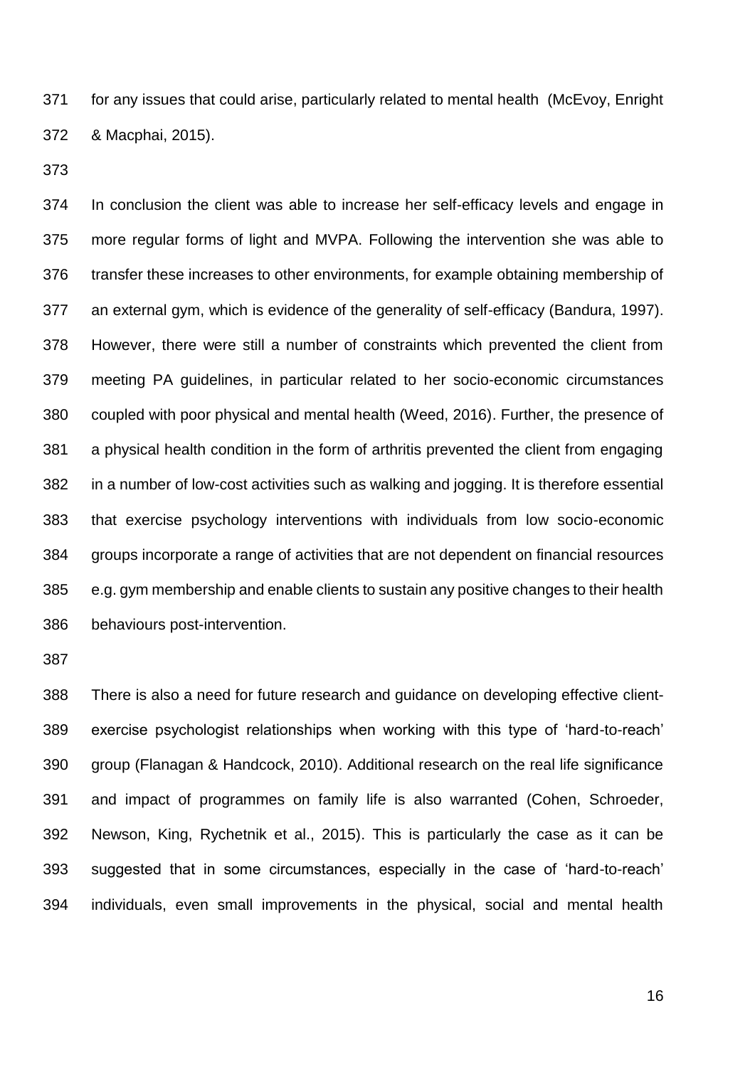for any issues that could arise, particularly related to mental health (McEvoy, Enright & Macphai, 2015).

In conclusion the client was able to increase her self-efficacy levels and engage in more regular forms of light and MVPA. Following the intervention she was able to transfer these increases to other environments, for example obtaining membership of an external gym, which is evidence of the generality of self-efficacy (Bandura, 1997). However, there were still a number of constraints which prevented the client from meeting PA guidelines, in particular related to her socio-economic circumstances coupled with poor physical and mental health (Weed, 2016). Further, the presence of a physical health condition in the form of arthritis prevented the client from engaging in a number of low-cost activities such as walking and jogging. It is therefore essential that exercise psychology interventions with individuals from low socio-economic groups incorporate a range of activities that are not dependent on financial resources e.g. gym membership and enable clients to sustain any positive changes to their health behaviours post-intervention.

There is also a need for future research and guidance on developing effective client-exercise psychologist relationships when working with this type of 'hard-to-reach' group (Flanagan & Handcock, 2010). Additional research on the real life significance and impact of programmes on family life is also warranted (Cohen, Schroeder, Newson, King, Rychetnik et al., 2015). This is particularly the case as it can be suggested that in some circumstances, especially in the case of 'hard-to-reach' individuals, even small improvements in the physical, social and mental health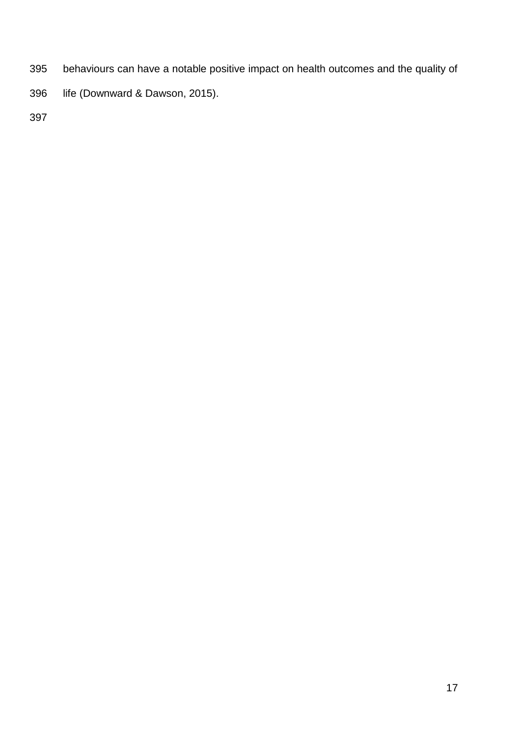behaviours can have a notable positive impact on health outcomes and the quality of life (Downward & Dawson, 2015).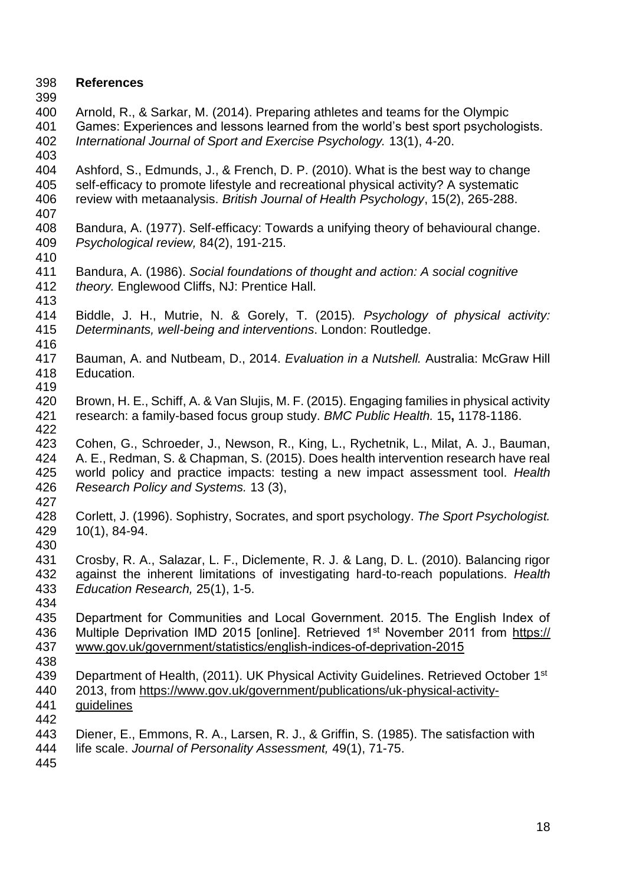**References**

Arnold, R., & Sarkar, M. (2014). Preparing athletes and teams for the Olympic Games: Experiences and lessons learned from the world's best sport psychologists. *International Journal of Sport and Exercise Psychology.* 13(1), 4-20.

Ashford, S., Edmunds, J., & French, D. P. (2010). What is the best way to change self-efficacy to promote lifestyle and recreational physical activity? A systematic review with metaanalysis. *British Journal of Health Psychology*, 15(2), 265-288.

Bandura, A. (1977). Self-efficacy: Towards a unifying theory of behavioural change. *Psychological review,* 84(2), 191-215.

Bandura, A. (1986). *Social foundations of thought and action: A social cognitive theory.* Englewood Cliffs, NJ: Prentice Hall.

Biddle, J. H., Mutrie, N. & Gorely, T. (2015). *Psychology of physical activity: Determinants, well-being and interventions*. London: Routledge.

Bauman, A. and Nutbeam, D., 2014. *Evaluation in a Nutshell.* Australia: McGraw Hill Education.

Brown, H. E., Schiff, A. & Van Slujis, M. F. (2015). Engaging families in physical activity research: a family-based focus group study. *BMC Public Health.* 15**,** 1178-1186.

Cohen, G., Schroeder, J., Newson, R., King, L., Rychetnik, L., Milat, A. J., Bauman, A. E., Redman, S. & Chapman, S. (2015). Does health intervention research have real world policy and practice impacts: testing a new impact assessment tool. *Health Research Policy and Systems.* 13 (3),

Corlett, J. (1996). Sophistry, Socrates, and sport psychology. *The Sport Psychologist.* 10(1), 84-94.

Crosby, R. A., Salazar, L. F., Diclemente, R. J. & Lang, D. L. (2010). Balancing rigor against the inherent limitations of investigating hard-to-reach populations. *Health Education Research,* 25(1), 1-5.

Department for Communities and Local Government. 2015. The English Index of Multiple Deprivation IMD 2015 [online]. Retrieved 1st November 2011 from https://www.gov.uk/government/statistics/english-indices-of-deprivation-2015

Department of Health, (2011). UK Physical Activity Guidelines. Retrieved October 1st 2013, from https://www.gov.uk/government/publications/uk-physical-activity-guidelines

Diener, E., Emmons, R. A., Larsen, R. J., & Griffin, S. (1985). The satisfaction with life scale. *Journal of Personality Assessment,* 49(1), 71-75.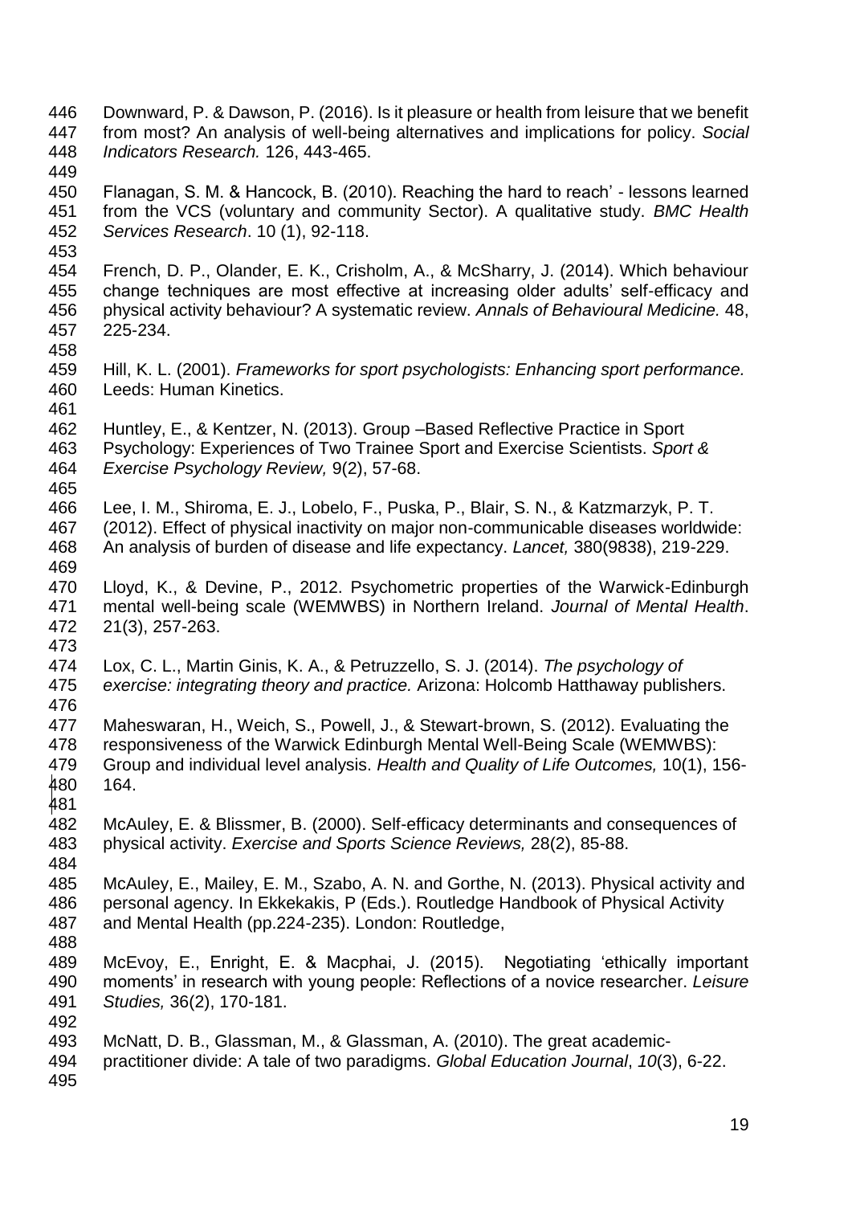Downward, P. & Dawson, P. (2016). Is it pleasure or health from leisure that we benefit from most? An analysis of well-being alternatives and implications for policy. *Social Indicators Research.* 126, 443-465.

Flanagan, S. M. & Hancock, B. (2010). Reaching the hard to reach' - lessons learned from the VCS (voluntary and community Sector). A qualitative study. *BMC Health Services Research*. 10 (1), 92-118.

French, D. P., Olander, E. K., Crisholm, A., & McSharry, J. (2014). Which behaviour change techniques are most effective at increasing older adults' self-efficacy and physical activity behaviour? A systematic review. *Annals of Behavioural Medicine.* 48, 225-234.

Hill, K. L. (2001). *Frameworks for sport psychologists: Enhancing sport performance.* Leeds: Human Kinetics.

Huntley, E., & Kentzer, N. (2013). Group –Based Reflective Practice in Sport Psychology: Experiences of Two Trainee Sport and Exercise Scientists. *Sport & Exercise Psychology Review,* 9(2), 57-68.

Lee, I. M., Shiroma, E. J., Lobelo, F., Puska, P., Blair, S. N., & Katzmarzyk, P. T. (2012). Effect of physical inactivity on major non-communicable diseases worldwide: An analysis of burden of disease and life expectancy. *Lancet,* 380(9838), 219-229.

Lloyd, K., & Devine, P., 2012. Psychometric properties of the Warwick-Edinburgh mental well-being scale (WEMWBS) in Northern Ireland. *Journal of Mental Health*. 21(3), 257-263.

Lox, C. L., Martin Ginis, K. A., & Petruzzello, S. J. (2014). *The psychology of exercise: integrating theory and practice.* Arizona: Holcomb Hatthaway publishers.

Maheswaran, H., Weich, S., Powell, J., & Stewart-brown, S. (2012). Evaluating the responsiveness of the Warwick Edinburgh Mental Well-Being Scale (WEMWBS): Group and individual level analysis. *Health and Quality of Life Outcomes,* 10(1), 156-164.

McAuley, E. & Blissmer, B. (2000). Self-efficacy determinants and consequences of physical activity. *Exercise and Sports Science Reviews,* 28(2), 85-88.

McAuley, E., Mailey, E. M., Szabo, A. N. and Gorthe, N. (2013). Physical activity and personal agency. In Ekkekakis, P (Eds.). Routledge Handbook of Physical Activity and Mental Health (pp.224-235). London: Routledge,

McEvoy, E., Enright, E. & Macphai, J. (2015). Negotiating 'ethically important moments' in research with young people: Reflections of a novice researcher. *Leisure Studies,* 36(2), 170-181.

McNatt, D. B., Glassman, M., & Glassman, A. (2010). The great academic-practitioner divide: A tale of two paradigms. *Global Education Journal*, *10*(3), 6-22.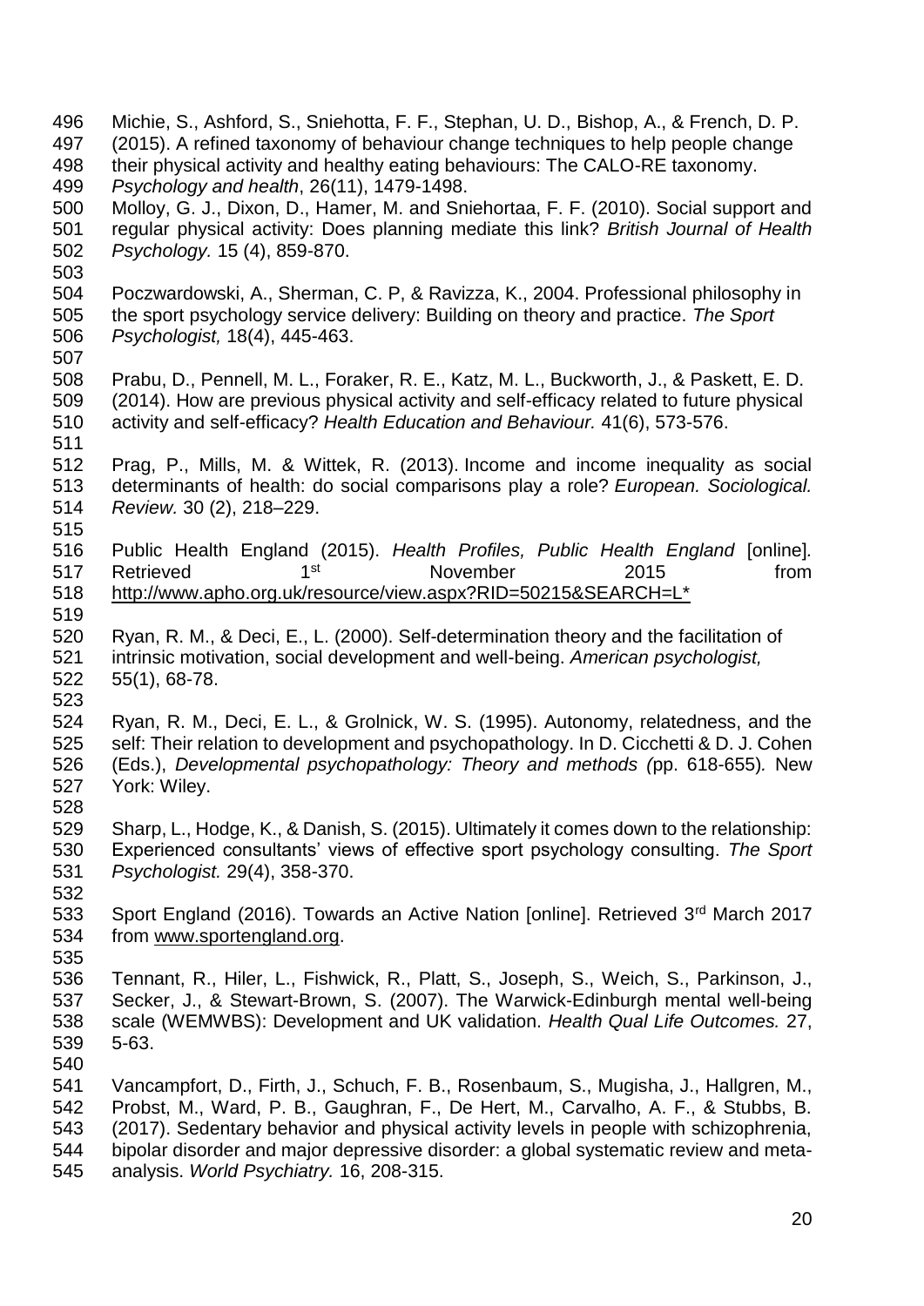Michie, S., Ashford, S., Sniehotta, F. F., Stephan, U. D., Bishop, A., & French, D. P. (2015). A refined taxonomy of behaviour change techniques to help people change their physical activity and healthy eating behaviours: The CALO-RE taxonomy. *Psychology and health*, 26(11), 1479-1498.

Molloy, G. J., Dixon, D., Hamer, M. and Sniehortaa, F. F. (2010). Social support and regular physical activity: Does planning mediate this link? *British Journal of Health Psychology.* 15 (4), 859-870.

Poczwardowski, A., Sherman, C. P, & Ravizza, K., 2004. Professional philosophy in the sport psychology service delivery: Building on theory and practice. *The Sport Psychologist,* 18(4), 445-463.

Prabu, D., Pennell, M. L., Foraker, R. E., Katz, M. L., Buckworth, J., & Paskett, E. D. (2014). How are previous physical activity and self-efficacy related to future physical activity and self-efficacy? *Health Education and Behaviour.* 41(6), 573-576.

Prag, P., Mills, M. & Wittek, R. (2013). Income and income inequality as social determinants of health: do social comparisons play a role? *European. Sociological. Review.* 30 (2), 218–229.

Public Health England (2015). *Health Profiles, Public Health England* [online]. Retrieved 1st November 2015 from http://www.apho.org.uk/resource/view.aspx?RID=50215&SEARCH=L*

Ryan, R. M., & Deci, E., L. (2000). Self-determination theory and the facilitation of intrinsic motivation, social development and well-being. *American psychologist,* 55(1), 68-78.

Ryan, R. M., Deci, E. L., & Grolnick, W. S. (1995). Autonomy, relatedness, and the self: Their relation to development and psychopathology. In D. Cicchetti & D. J. Cohen (Eds.), *Developmental psychopathology: Theory and methods (*pp. 618-655)*.* New York: Wiley.

Sharp, L., Hodge, K., & Danish, S. (2015). Ultimately it comes down to the relationship: Experienced consultants' views of effective sport psychology consulting. *The Sport Psychologist.* 29(4), 358-370.

Sport England (2016). Towards an Active Nation [online]. Retrieved 3rd March 2017 from www.sportengland.org.

Tennant, R., Hiler, L., Fishwick, R., Platt, S., Joseph, S., Weich, S., Parkinson, J., Secker, J., & Stewart-Brown, S. (2007). The Warwick-Edinburgh mental well-being scale (WEMWBS): Development and UK validation. *Health Qual Life Outcomes.* 27, 5-63.

Vancampfort, D., Firth, J., Schuch, F. B., Rosenbaum, S., Mugisha, J., Hallgren, M., Probst, M., Ward, P. B., Gaughran, F., De Hert, M., Carvalho, A. F., & Stubbs, B. (2017). Sedentary behavior and physical activity levels in people with schizophrenia, bipolar disorder and major depressive disorder: a global systematic review and meta-analysis. *World Psychiatry.* 16, 208-315.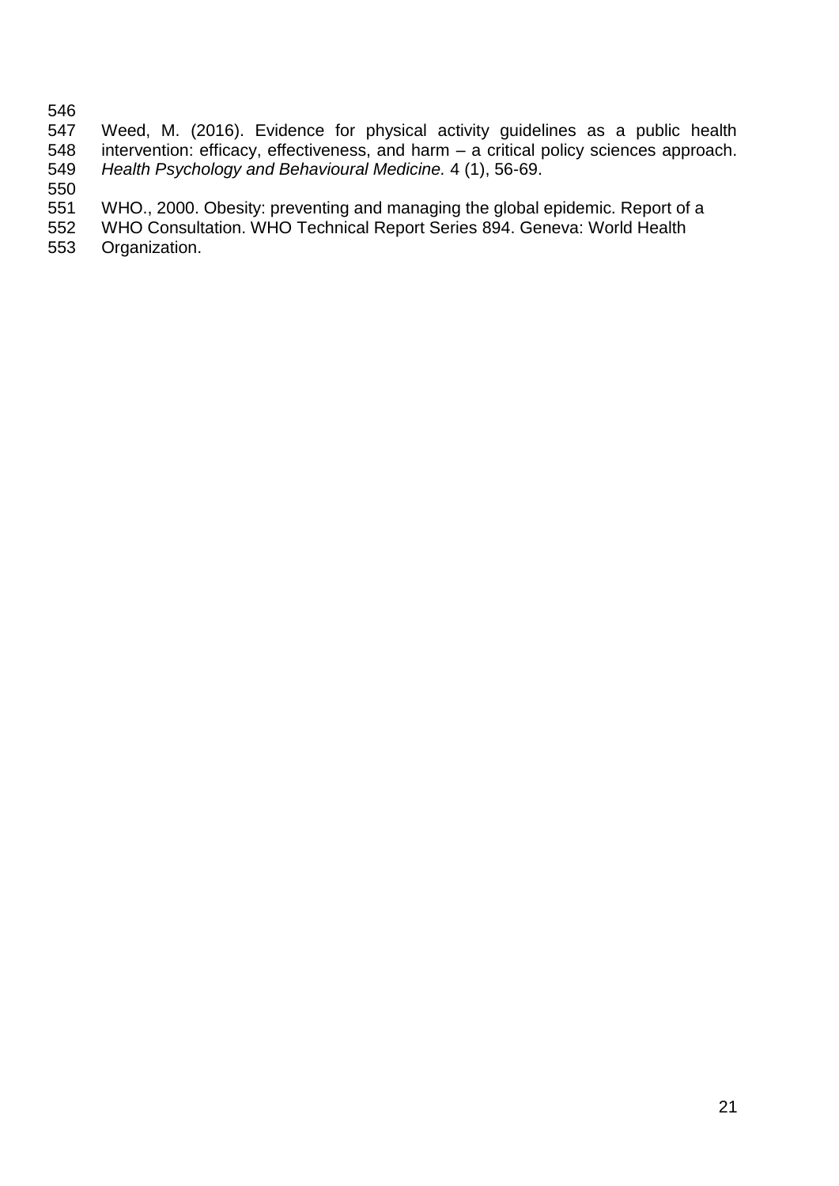Weed, M. (2016). Evidence for physical activity guidelines as a public health intervention: efficacy, effectiveness, and harm – a critical policy sciences approach. *Health Psychology and Behavioural Medicine.* 4 (1), 56-69.

WHO., 2000. Obesity: preventing and managing the global epidemic. Report of a WHO Consultation. WHO Technical Report Series 894. Geneva: World Health Organization.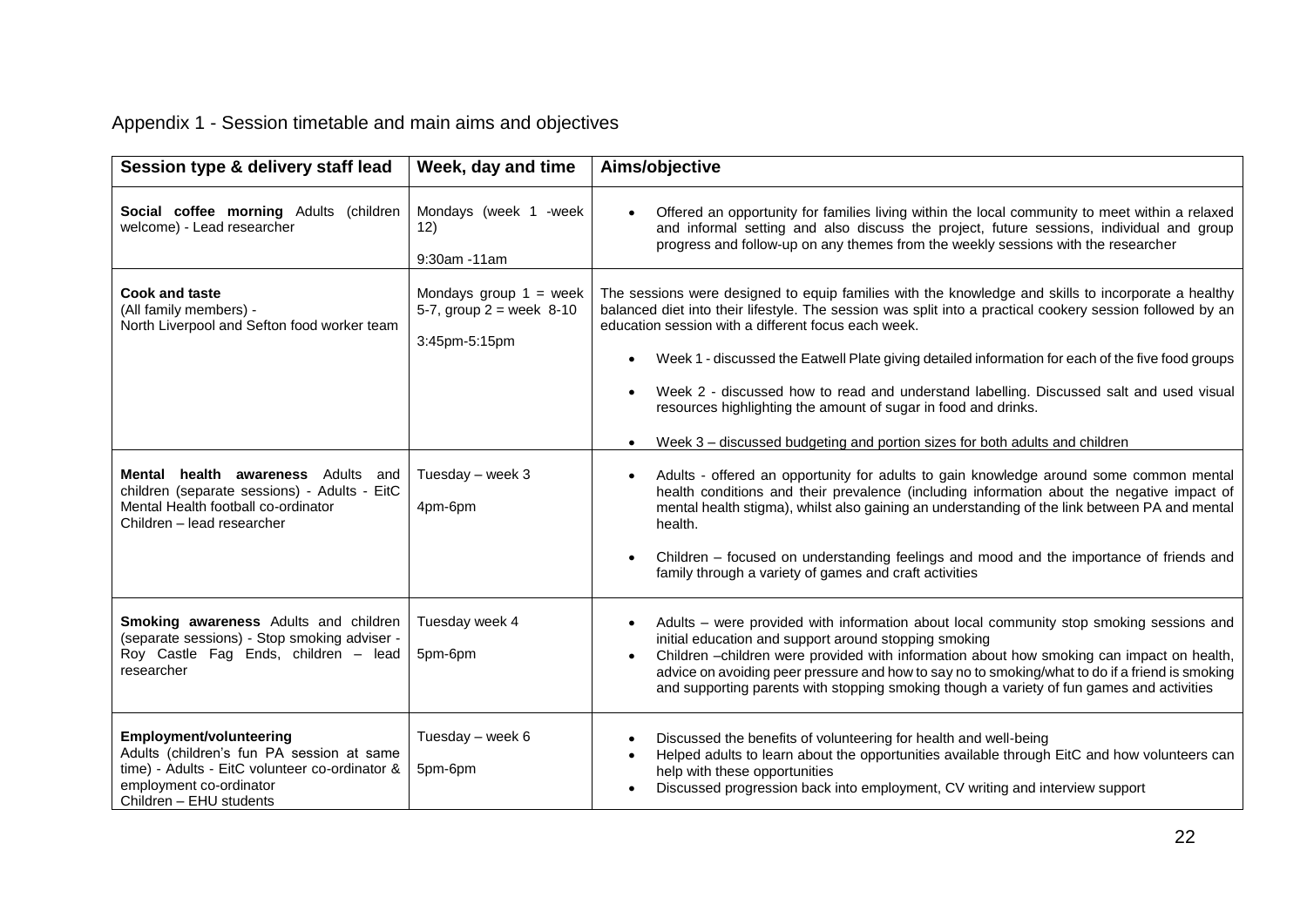Appendix 1 - Session timetable and main aims and objectives

| Session type & delivery staff lead | Week, day and time | Aims/objective |
|---|---|---|
| **Social coffee morning** Adults (children welcome) - Lead researcher | Mondays (week 1 -week 12)<br><br>9:30am -11am | • Offered an opportunity for families living within the local community to meet within a relaxed and informal setting and also discuss the project, future sessions, individual and group progress and follow-up on any themes from the weekly sessions with the researcher |
| **Cook and taste**<br>(All family members) -<br>North Liverpool and Sefton food worker team | Mondays group 1 = week 5-7, group 2 = week 8-10<br><br>3:45pm-5:15pm | The sessions were designed to equip families with the knowledge and skills to incorporate a healthy balanced diet into their lifestyle. The session was split into a practical cookery session followed by an education session with a different focus each week.<br><br>• Week 1 - discussed the Eatwell Plate giving detailed information for each of the five food groups<br><br>• Week 2 - discussed how to read and understand labelling. Discussed salt and used visual resources highlighting the amount of sugar in food and drinks.<br><br>• Week 3 – discussed budgeting and portion sizes for both adults and children |
| **Mental health awareness** Adults and children (separate sessions) - Adults - EitC Mental Health football co-ordinator<br>Children – lead researcher | Tuesday – week 3<br><br>4pm-6pm | • Adults - offered an opportunity for adults to gain knowledge around some common mental health conditions and their prevalence (including information about the negative impact of mental health stigma), whilst also gaining an understanding of the link between PA and mental health.<br><br>• Children – focused on understanding feelings and mood and the importance of friends and family through a variety of games and craft activities |
| **Smoking awareness** Adults and children (separate sessions) - Stop smoking adviser - Roy Castle Fag Ends, children – lead researcher | Tuesday week 4<br><br>5pm-6pm | • Adults – were provided with information about local community stop smoking sessions and initial education and support around stopping smoking<br>• Children –children were provided with information about how smoking can impact on health, advice on avoiding peer pressure and how to say no to smoking/what to do if a friend is smoking and supporting parents with stopping smoking though a variety of fun games and activities |
| **Employment/volunteering**<br>Adults (children's fun PA session at same time) - Adults - EitC volunteer co-ordinator & employment co-ordinator<br>Children – EHU students | Tuesday – week 6<br><br>5pm-6pm | • Discussed the benefits of volunteering for health and well-being<br>• Helped adults to learn about the opportunities available through EitC and how volunteers can help with these opportunities<br>• Discussed progression back into employment, CV writing and interview support |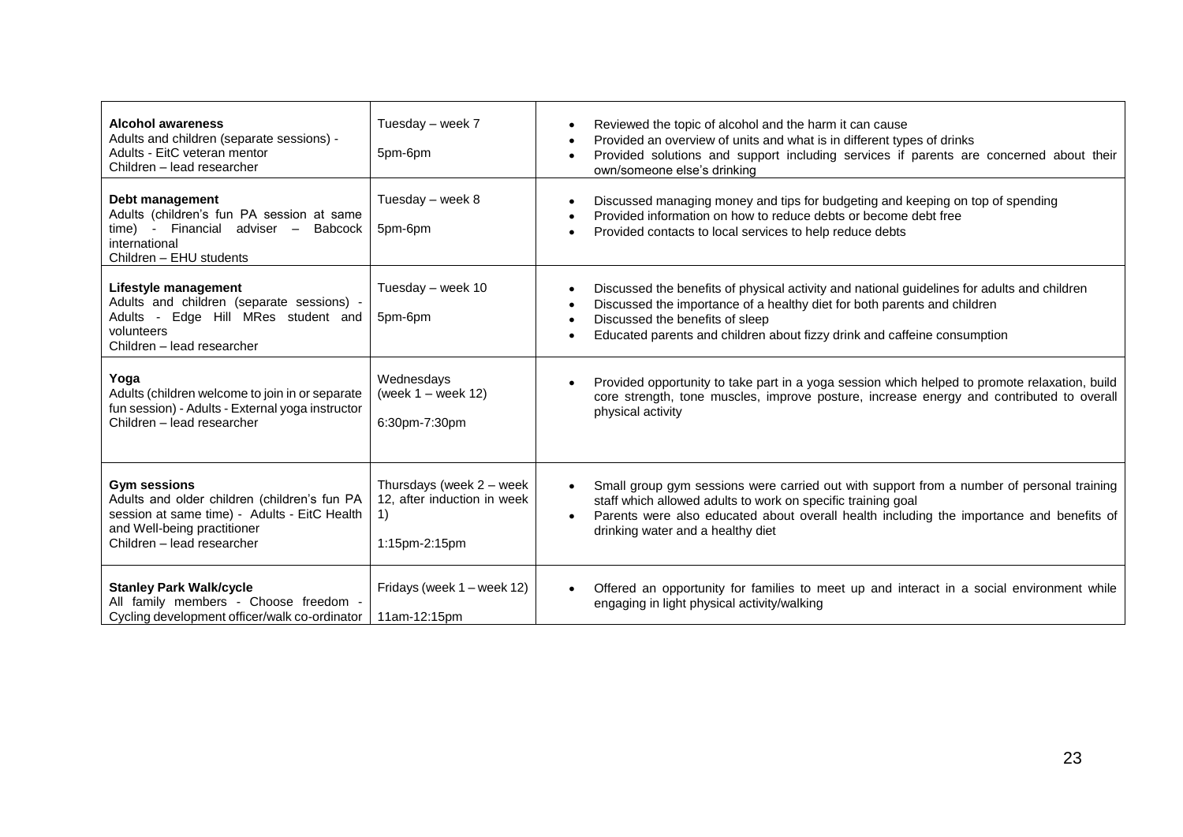| | | |
|---|---|---|
| **Alcohol awareness**<br>Adults and children (separate sessions) - Adults - EitC veteran mentor<br>Children – lead researcher | Tuesday – week 7<br><br>5pm-6pm | • Reviewed the topic of alcohol and the harm it can cause<br>• Provided an overview of units and what is in different types of drinks<br>• Provided solutions and support including services if parents are concerned about their own/someone else's drinking |
| **Debt management**<br>Adults (children's fun PA session at same time) - Financial adviser – Babcock international<br>Children – EHU students | Tuesday – week 8<br><br>5pm-6pm | • Discussed managing money and tips for budgeting and keeping on top of spending<br>• Provided information on how to reduce debts or become debt free<br>• Provided contacts to local services to help reduce debts |
| **Lifestyle management**<br>Adults and children (separate sessions) - Adults - Edge Hill MRes student and volunteers<br>Children – lead researcher | Tuesday – week 10<br><br>5pm-6pm | • Discussed the benefits of physical activity and national guidelines for adults and children<br>• Discussed the importance of a healthy diet for both parents and children<br>• Discussed the benefits of sleep<br>• Educated parents and children about fizzy drink and caffeine consumption |
| **Yoga**<br>Adults (children welcome to join in or separate fun session) - Adults - External yoga instructor<br>Children – lead researcher | Wednesdays<br>(week 1 – week 12)<br><br>6:30pm-7:30pm | • Provided opportunity to take part in a yoga session which helped to promote relaxation, build core strength, tone muscles, improve posture, increase energy and contributed to overall physical activity |
| **Gym sessions**<br>Adults and older children (children's fun PA session at same time) - Adults - EitC Health and Well-being practitioner<br>Children – lead researcher | Thursdays (week 2 – week 12, after induction in week 1)<br><br>1:15pm-2:15pm | • Small group gym sessions were carried out with support from a number of personal training staff which allowed adults to work on specific training goal<br>• Parents were also educated about overall health including the importance and benefits of drinking water and a healthy diet |
| **Stanley Park Walk/cycle**<br>All family members - Choose freedom - Cycling development officer/walk co-ordinator | Fridays (week 1 – week 12)<br><br>11am-12:15pm | • Offered an opportunity for families to meet up and interact in a social environment while engaging in light physical activity/walking |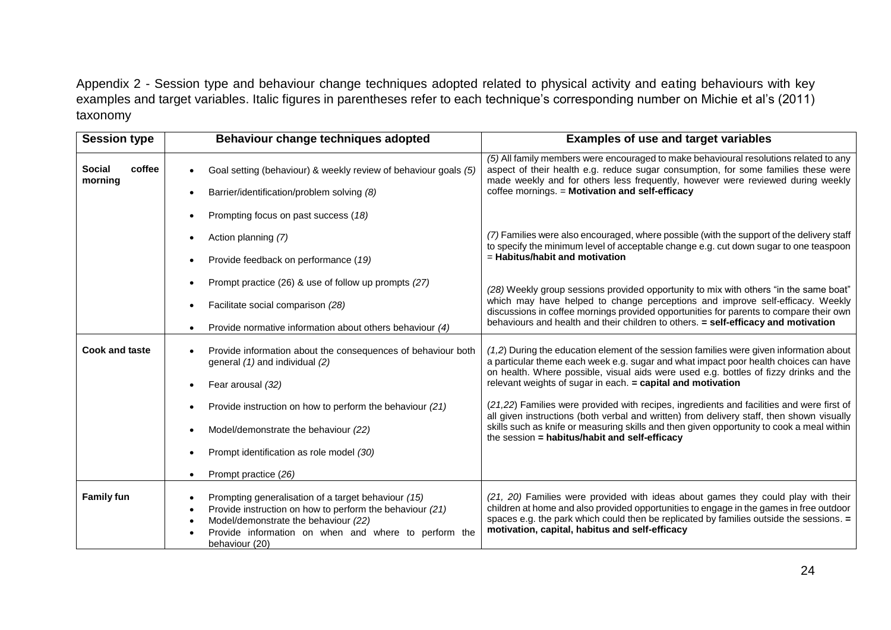Appendix 2 - Session type and behaviour change techniques adopted related to physical activity and eating behaviours with key examples and target variables. Italic figures in parentheses refer to each technique's corresponding number on Michie et al's (2011) taxonomy

| Session type | Behaviour change techniques adopted | Examples of use and target variables |
|---|---|---|
| **Social coffee morning** | • Goal setting (behaviour) & weekly review of behaviour goals *(5)*<br>• Barrier/identification/problem solving *(8)*<br>• Prompting focus on past success (*18)*<br>• Action planning *(7)*<br>• Provide feedback on performance (*19*)<br>• Prompt practice (26) & use of follow up prompts *(27)*<br>• Facilitate social comparison *(28)*<br>• Provide normative information about others behaviour *(4)* | *(5)* All family members were encouraged to make behavioural resolutions related to any aspect of their health e.g. reduce sugar consumption, for some families these were made weekly and for others less frequently, however were reviewed during weekly coffee mornings. = **Motivation and self-efficacy**<br><br>*(7)* Families were also encouraged, where possible (with the support of the delivery staff to specify the minimum level of acceptable change e.g. cut down sugar to one teaspoon = **Habitus/habit and motivation**<br><br>*(28)* Weekly group sessions provided opportunity to mix with others "in the same boat" which may have helped to change perceptions and improve self-efficacy. Weekly discussions in coffee mornings provided opportunities for parents to compare their own behaviours and health and their children to others. **= self-efficacy and motivation** |
| **Cook and taste** | • Provide information about the consequences of behaviour both general *(1)* and individual *(2)*<br>• Fear arousal *(32)*<br>• Provide instruction on how to perform the behaviour *(21)*<br>• Model/demonstrate the behaviour *(22)*<br>• Prompt identification as role model *(30)*<br>• Prompt practice (*26*) | *(1,2*) During the education element of the session families were given information about a particular theme each week e.g. sugar and what impact poor health choices can have on health. Where possible, visual aids were used e.g. bottles of fizzy drinks and the relevant weights of sugar in each. **= capital and motivation**<br><br>(*21,22*) Families were provided with recipes, ingredients and facilities and were first of all given instructions (both verbal and written) from delivery staff, then shown visually skills such as knife or measuring skills and then given opportunity to cook a meal within the session **= habitus/habit and self-efficacy** |
| **Family fun** | • Prompting generalisation of a target behaviour *(15)*<br>• Provide instruction on how to perform the behaviour *(21)*<br>• Model/demonstrate the behaviour *(22)*<br>• Provide information on when and where to perform the behaviour (20) | *(21, 20)* Families were provided with ideas about games they could play with their children at home and also provided opportunities to engage in the games in free outdoor spaces e.g. the park which could then be replicated by families outside the sessions. **= motivation, capital, habitus and self-efficacy** |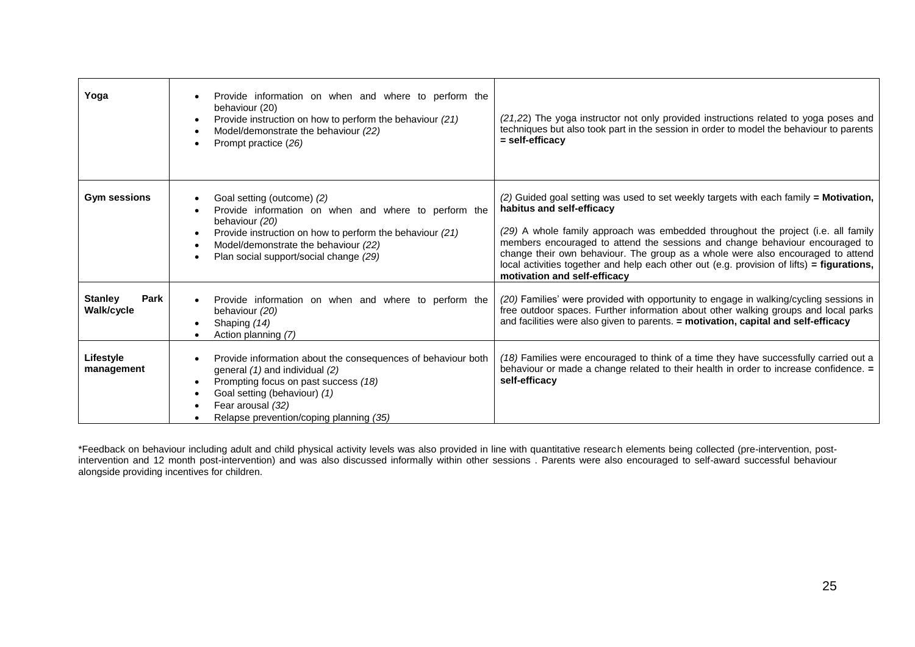| | | |
|---|---|---|
| **Yoga** | • Provide information on when and where to perform the behaviour (20)<br>• Provide instruction on how to perform the behaviour *(21)*<br>• Model/demonstrate the behaviour *(22)*<br>• Prompt practice (*26)* | *(21,2*2) The yoga instructor not only provided instructions related to yoga poses and techniques but also took part in the session in order to model the behaviour to parents **= self-efficacy** |
| **Gym sessions** | • Goal setting (outcome) *(2)*<br>• Provide information on when and where to perform the behaviour *(20)*<br>• Provide instruction on how to perform the behaviour *(21)*<br>• Model/demonstrate the behaviour *(22)*<br>• Plan social support/social change *(29)* | *(2)* Guided goal setting was used to set weekly targets with each family **= Motivation, habitus and self-efficacy**<br><br>*(29)* A whole family approach was embedded throughout the project (i.e. all family members encouraged to attend the sessions and change behaviour encouraged to change their own behaviour. The group as a whole were also encouraged to attend local activities together and help each other out (e.g. provision of lifts) **= figurations, motivation and self-efficacy** |
| **Stanley Park Walk/cycle** | • Provide information on when and where to perform the behaviour *(20)*<br>• Shaping *(14)*<br>• Action planning *(7)* | *(20)* Families' were provided with opportunity to engage in walking/cycling sessions in free outdoor spaces. Further information about other walking groups and local parks and facilities were also given to parents. **= motivation, capital and self-efficacy** |
| **Lifestyle management** | • Provide information about the consequences of behaviour both general *(1)* and individual *(2)*<br>• Prompting focus on past success *(18)*<br>• Goal setting (behaviour) *(1)*<br>• Fear arousal *(32)*<br>• Relapse prevention/coping planning *(35)* | *(18)* Families were encouraged to think of a time they have successfully carried out a behaviour or made a change related to their health in order to increase confidence. **= self-efficacy** |

*Feedback on behaviour including adult and child physical activity levels was also provided in line with quantitative research elements being collected (pre-intervention, post-intervention and 12 month post-intervention) and was also discussed informally within other sessions . Parents were also encouraged to self-award successful behaviour alongside providing incentives for children.